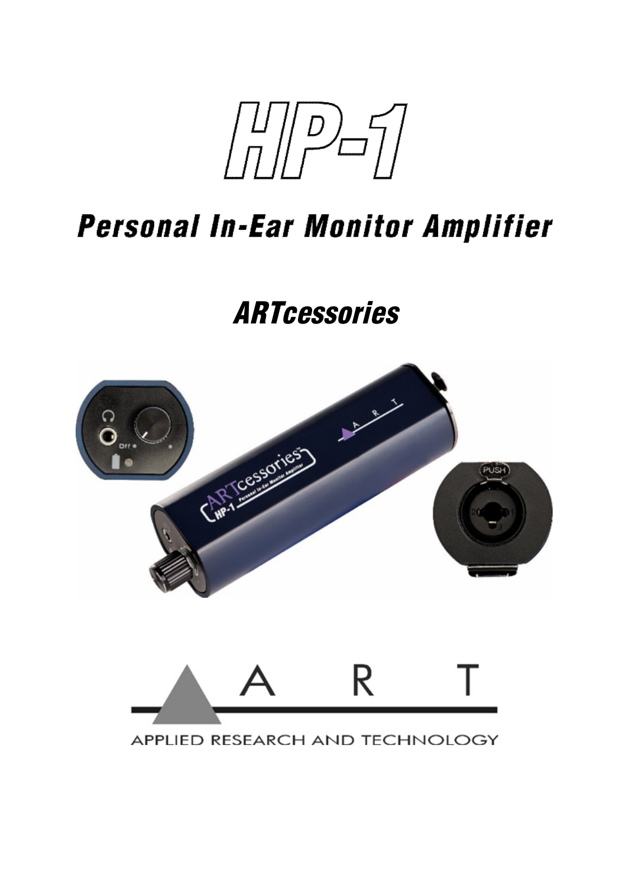# HP-1

## Personal In-Ear Monitor Amplifier

### *ARTcessories*

APPLIED RESEARCH AND TECHNOLOGY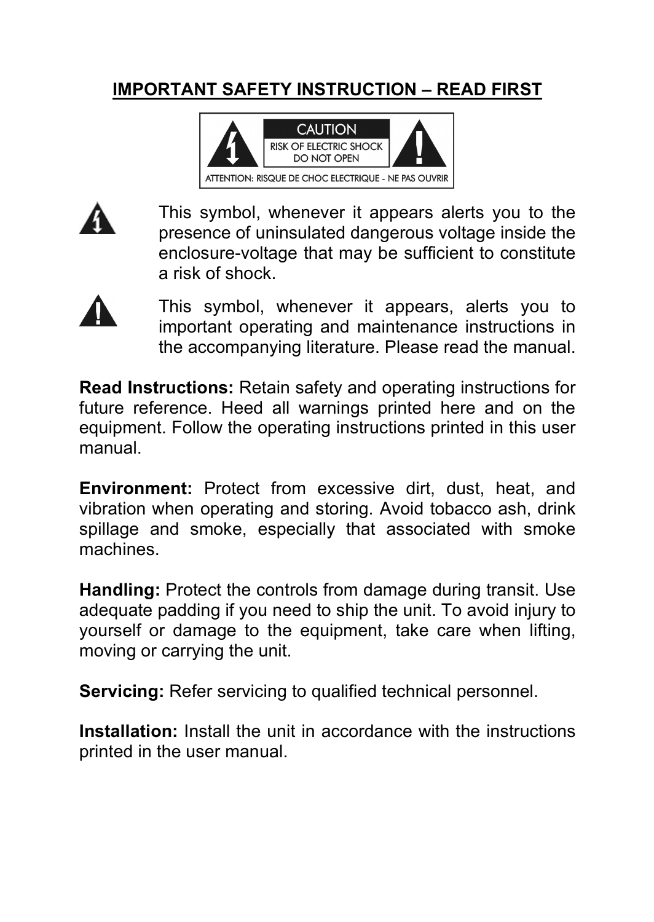# IMPORTANT SAFETY INSTRUCTION – READ FIRST

CAUTION

RISK OF ELECTRIC SHOCK
DO NOT OPEN

ATTENTION: RISQUE DE CHOC ELECTRIQUE - NE PAS OUVRIR

This symbol, whenever it appears alerts you to the presence of uninsulated dangerous voltage inside the enclosure-voltage that may be sufficient to constitute a risk of shock.

This symbol, whenever it appears, alerts you to important operating and maintenance instructions in the accompanying literature. Please read the manual.

**Read Instructions:** Retain safety and operating instructions for future reference. Heed all warnings printed here and on the equipment. Follow the operating instructions printed in this user manual.

**Environment:** Protect from excessive dirt, dust, heat, and vibration when operating and storing. Avoid tobacco ash, drink spillage and smoke, especially that associated with smoke machines.

**Handling:** Protect the controls from damage during transit. Use adequate padding if you need to ship the unit. To avoid injury to yourself or damage to the equipment, take care when lifting, moving or carrying the unit.

**Servicing:** Refer servicing to qualified technical personnel.

**Installation:** Install the unit in accordance with the instructions printed in the user manual.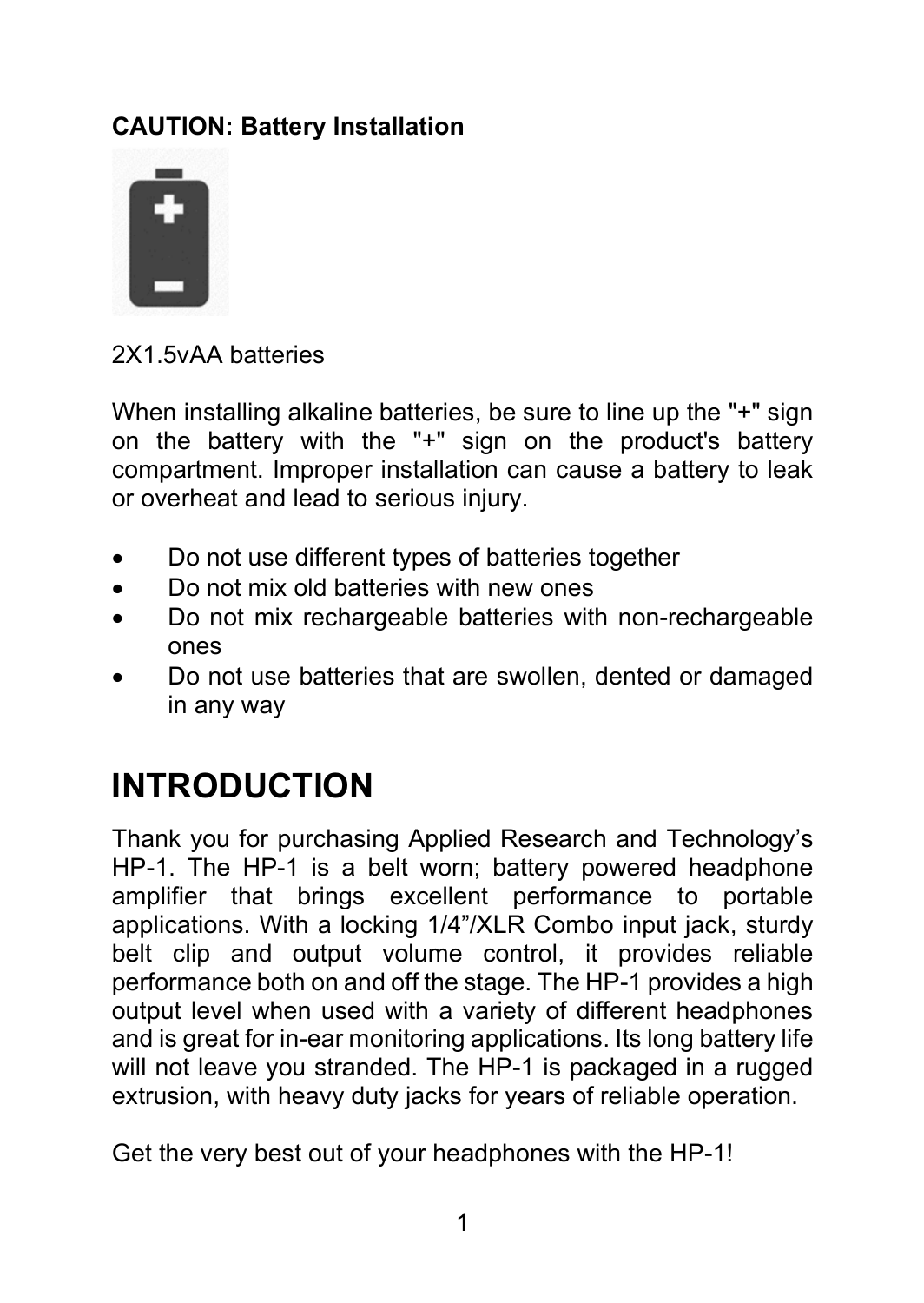**CAUTION: Battery Installation**

2X1.5vAA batteries

When installing alkaline batteries, be sure to line up the "+" sign on the battery with the "+" sign on the product's battery compartment. Improper installation can cause a battery to leak or overheat and lead to serious injury.

- Do not use different types of batteries together
- Do not mix old batteries with new ones
- Do not mix rechargeable batteries with non-rechargeable ones
- Do not use batteries that are swollen, dented or damaged in any way

# INTRODUCTION

Thank you for purchasing Applied Research and Technology's HP-1. The HP-1 is a belt worn; battery powered headphone amplifier that brings excellent performance to portable applications. With a locking 1/4"/XLR Combo input jack, sturdy belt clip and output volume control, it provides reliable performance both on and off the stage. The HP-1 provides a high output level when used with a variety of different headphones and is great for in-ear monitoring applications. Its long battery life will not leave you stranded. The HP-1 is packaged in a rugged extrusion, with heavy duty jacks for years of reliable operation.

Get the very best out of your headphones with the HP-1!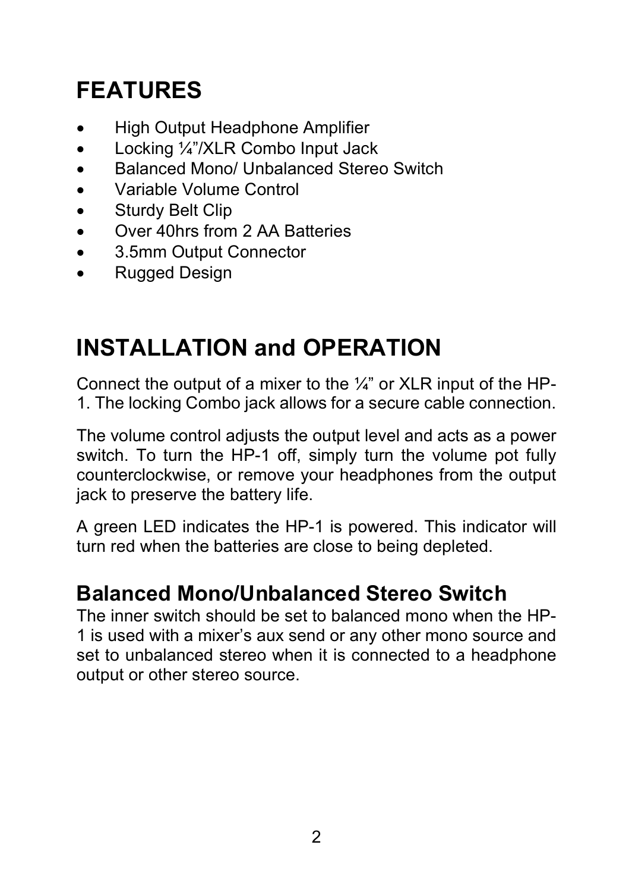# FEATURES

- High Output Headphone Amplifier
- Locking ¼"/XLR Combo Input Jack
- Balanced Mono/ Unbalanced Stereo Switch
- Variable Volume Control
- Sturdy Belt Clip
- Over 40hrs from 2 AA Batteries
- 3.5mm Output Connector
- Rugged Design

# INSTALLATION and OPERATION

Connect the output of a mixer to the ¼" or XLR input of the HP-1. The locking Combo jack allows for a secure cable connection.

The volume control adjusts the output level and acts as a power switch. To turn the HP-1 off, simply turn the volume pot fully counterclockwise, or remove your headphones from the output jack to preserve the battery life.

A green LED indicates the HP-1 is powered. This indicator will turn red when the batteries are close to being depleted.

## Balanced Mono/Unbalanced Stereo Switch

The inner switch should be set to balanced mono when the HP-1 is used with a mixer's aux send or any other mono source and set to unbalanced stereo when it is connected to a headphone output or other stereo source.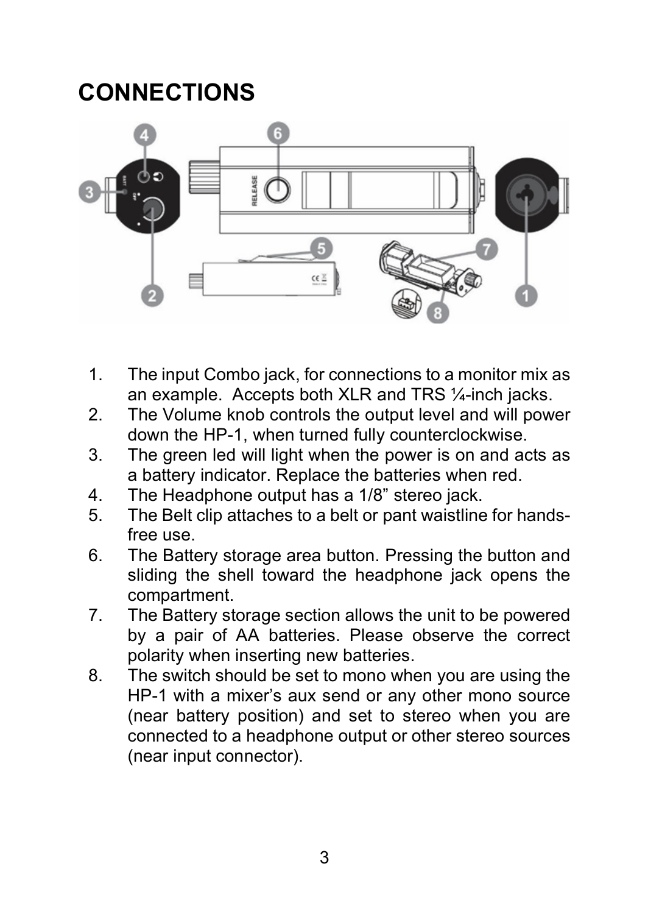# CONNECTIONS

1. The input Combo jack, for connections to a monitor mix as an example. Accepts both XLR and TRS ¼-inch jacks.
2. The Volume knob controls the output level and will power down the HP-1, when turned fully counterclockwise.
3. The green led will light when the power is on and acts as a battery indicator. Replace the batteries when red.
4. The Headphone output has a 1/8” stereo jack.
5. The Belt clip attaches to a belt or pant waistline for hands-free use.
6. The Battery storage area button. Pressing the button and sliding the shell toward the headphone jack opens the compartment.
7. The Battery storage section allows the unit to be powered by a pair of AA batteries. Please observe the correct polarity when inserting new batteries.
8. The switch should be set to mono when you are using the HP-1 with a mixer’s aux send or any other mono source (near battery position) and set to stereo when you are connected to a headphone output or other stereo sources (near input connector).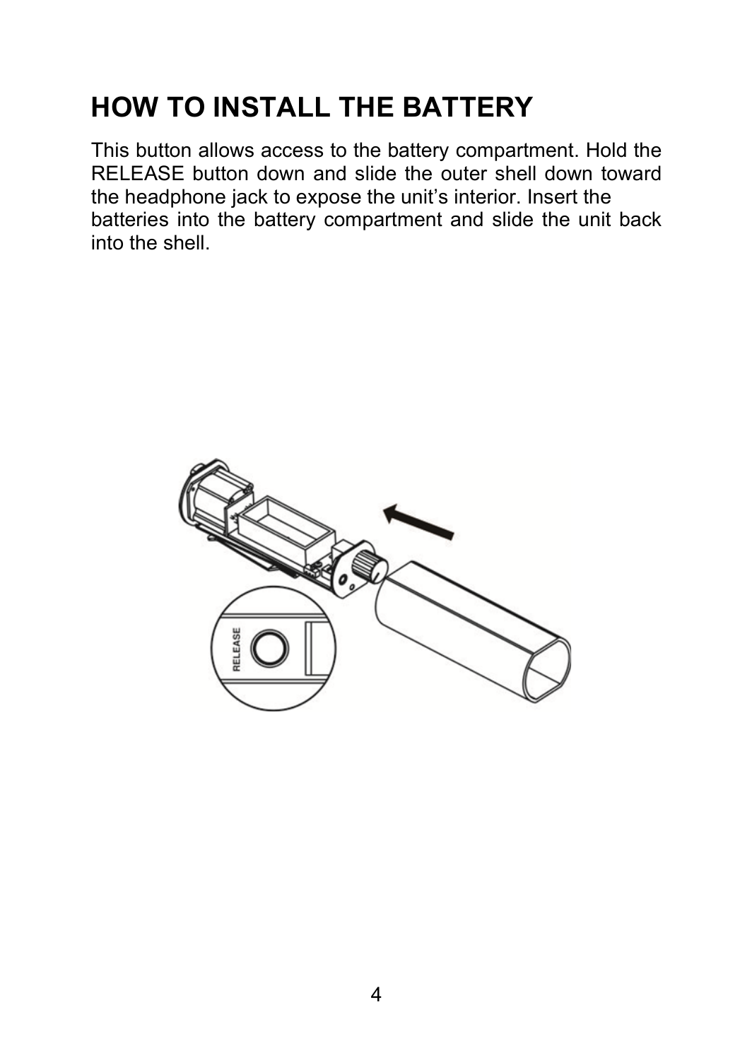# HOW TO INSTALL THE BATTERY

This button allows access to the battery compartment. Hold the RELEASE button down and slide the outer shell down toward the headphone jack to expose the unit's interior. Insert the batteries into the battery compartment and slide the unit back into the shell.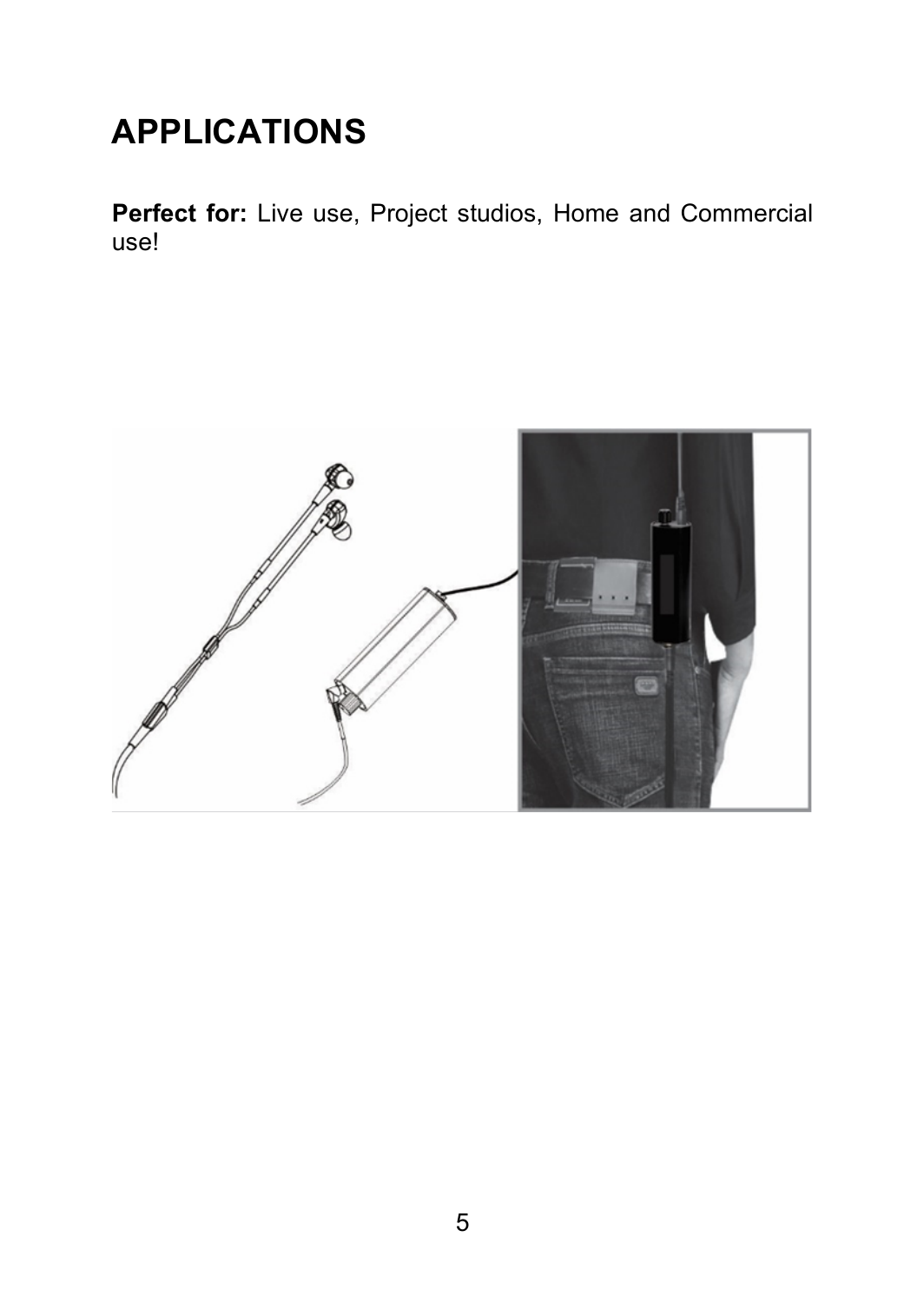# APPLICATIONS

**Perfect for:** Live use, Project studios, Home and Commercial use!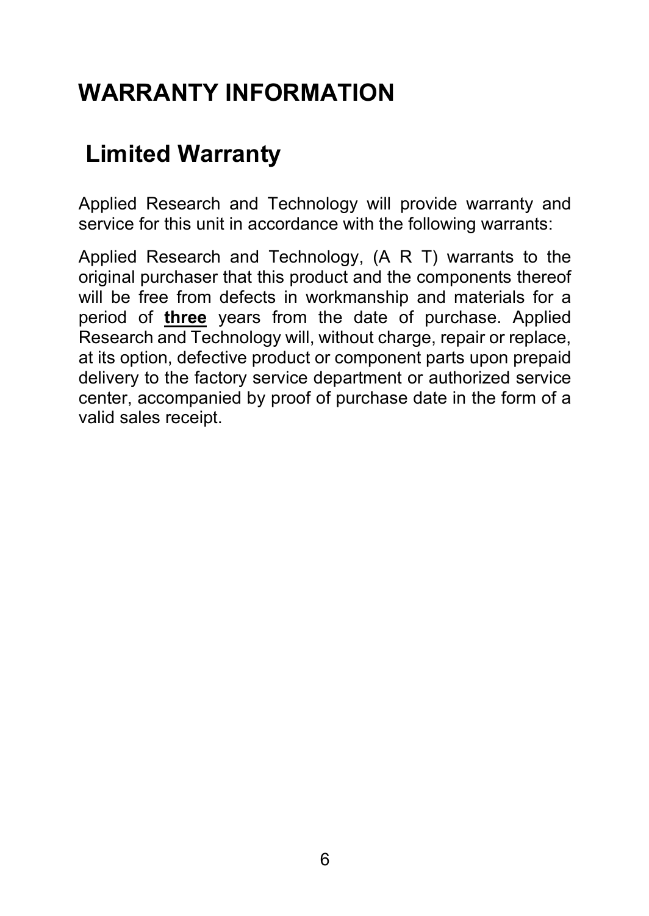# WARRANTY INFORMATION

## Limited Warranty

Applied Research and Technology will provide warranty and service for this unit in accordance with the following warrants:

Applied Research and Technology, (A R T) warrants to the original purchaser that this product and the components thereof will be free from defects in workmanship and materials for a period of **three** years from the date of purchase. Applied Research and Technology will, without charge, repair or replace, at its option, defective product or component parts upon prepaid delivery to the factory service department or authorized service center, accompanied by proof of purchase date in the form of a valid sales receipt.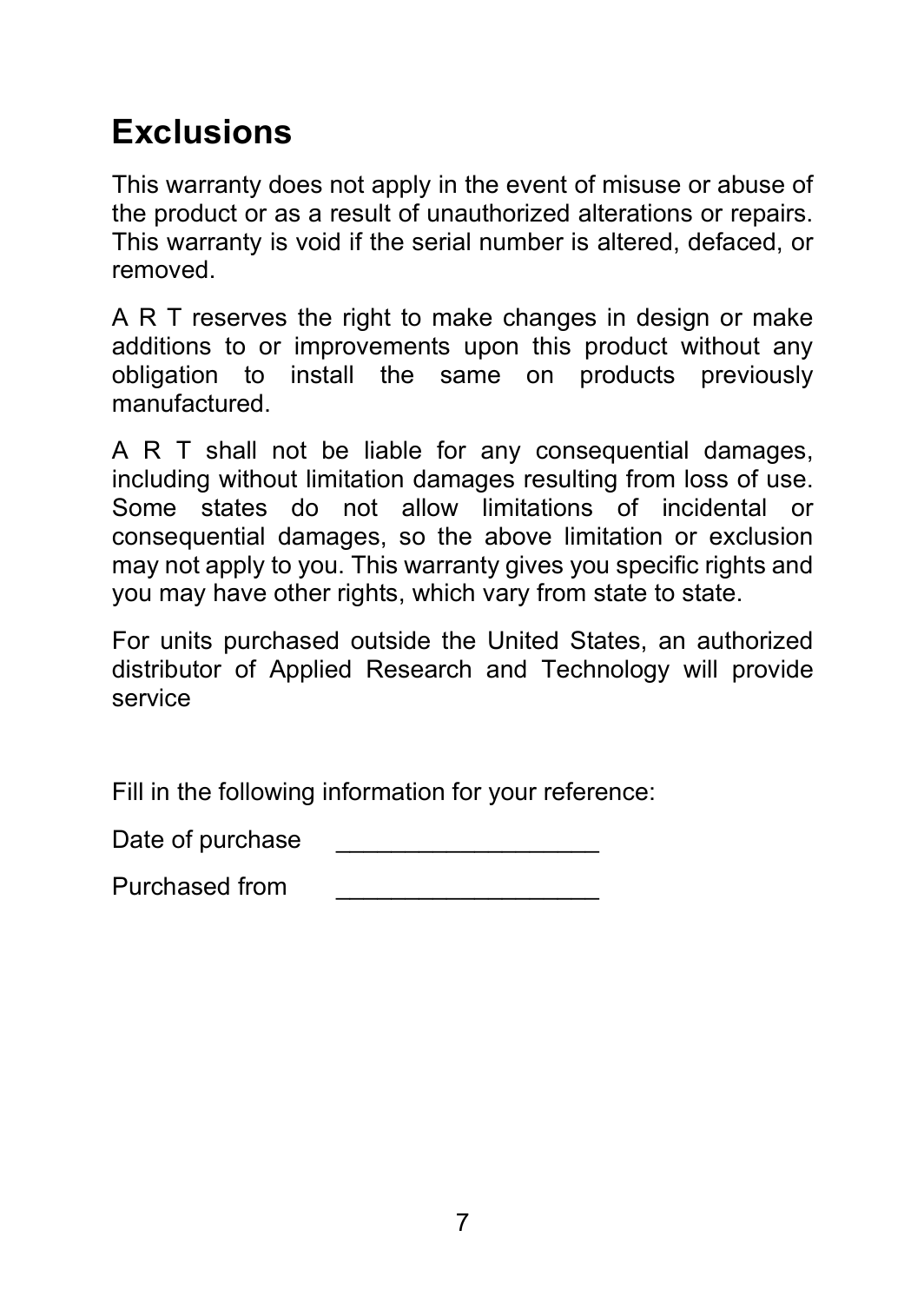## Exclusions

This warranty does not apply in the event of misuse or abuse of the product or as a result of unauthorized alterations or repairs. This warranty is void if the serial number is altered, defaced, or removed.

A R T reserves the right to make changes in design or make additions to or improvements upon this product without any obligation to install the same on products previously manufactured.

A R T shall not be liable for any consequential damages, including without limitation damages resulting from loss of use. Some states do not allow limitations of incidental or consequential damages, so the above limitation or exclusion may not apply to you. This warranty gives you specific rights and you may have other rights, which vary from state to state.

For units purchased outside the United States, an authorized distributor of Applied Research and Technology will provide service

Fill in the following information for your reference:

Date of purchase ___________________

Purchased from ___________________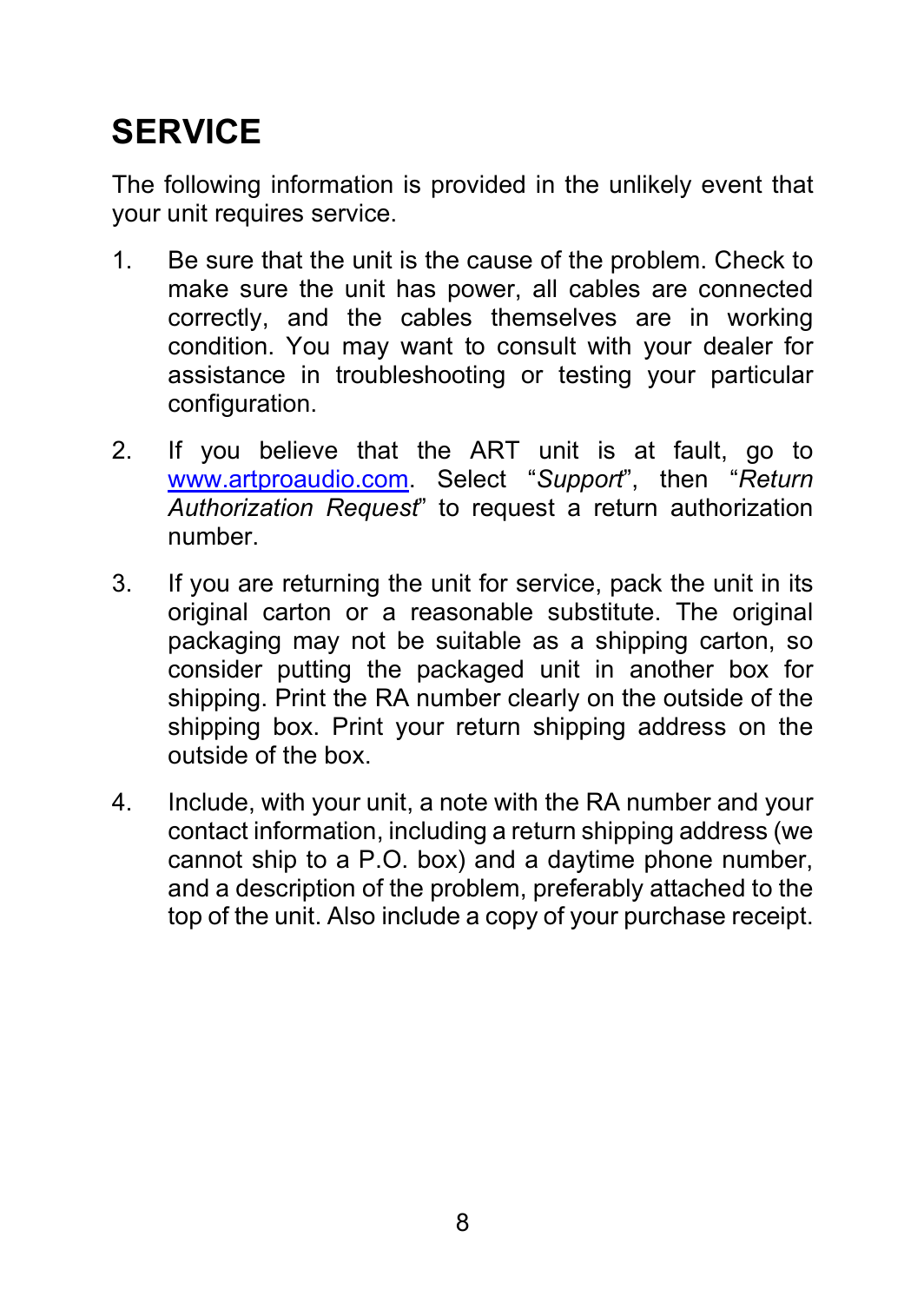# SERVICE

The following information is provided in the unlikely event that your unit requires service.

1. Be sure that the unit is the cause of the problem. Check to make sure the unit has power, all cables are connected correctly, and the cables themselves are in working condition. You may want to consult with your dealer for assistance in troubleshooting or testing your particular configuration.

2. If you believe that the ART unit is at fault, go to [www.artproaudio.com](http://www.artproaudio.com). Select "*Support*", then "*Return Authorization Request*" to request a return authorization number.

3. If you are returning the unit for service, pack the unit in its original carton or a reasonable substitute. The original packaging may not be suitable as a shipping carton, so consider putting the packaged unit in another box for shipping. Print the RA number clearly on the outside of the shipping box. Print your return shipping address on the outside of the box.

4. Include, with your unit, a note with the RA number and your contact information, including a return shipping address (we cannot ship to a P.O. box) and a daytime phone number, and a description of the problem, preferably attached to the top of the unit. Also include a copy of your purchase receipt.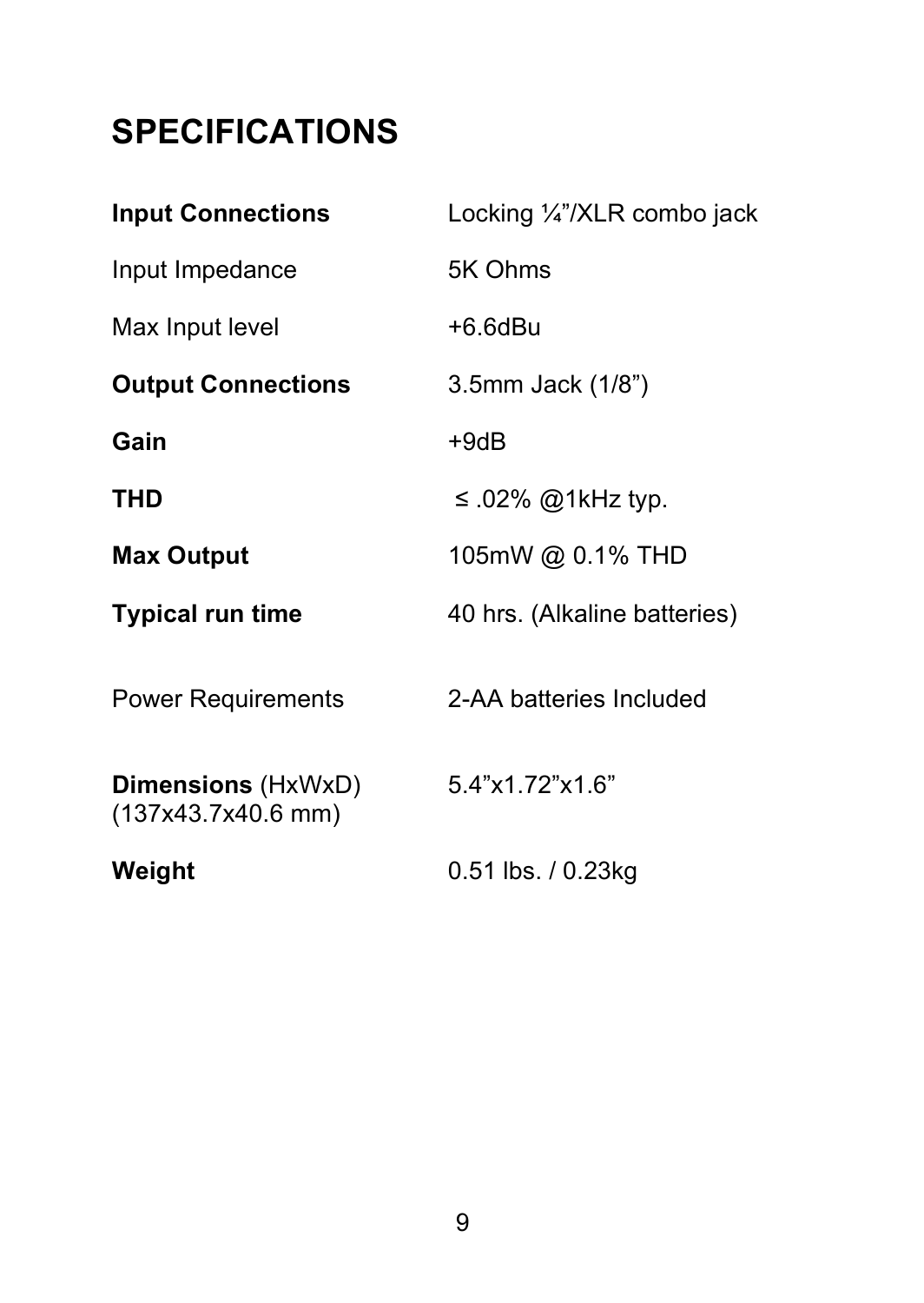# SPECIFICATIONS

| | |
|---|---|
| **Input Connections** | Locking ¼"/XLR combo jack |
| Input Impedance | 5K Ohms |
| Max Input level | +6.6dBu |
| **Output Connections** | 3.5mm Jack (1/8") |
| **Gain** | +9dB |
| **THD** | ≤ .02% @1kHz typ. |
| **Max Output** | 105mW @ 0.1% THD |
| **Typical run time** | 40 hrs. (Alkaline batteries) |
| Power Requirements | 2-AA batteries Included |
| **Dimensions** (HxWxD) (137x43.7x40.6 mm) | 5.4"x1.72"x1.6" |
| **Weight** | 0.51 lbs. / 0.23kg |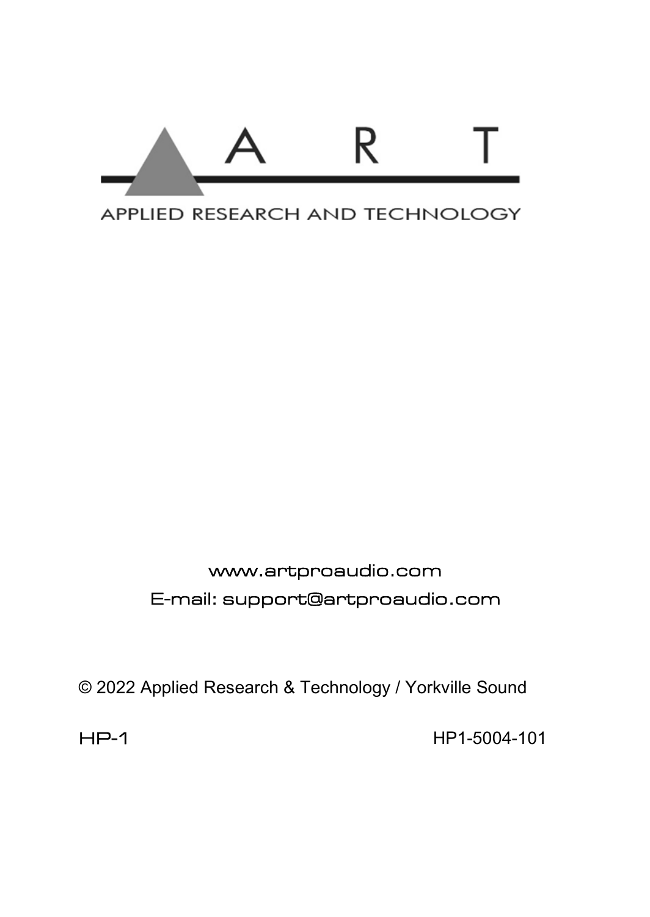A R T

APPLIED RESEARCH AND TECHNOLOGY

www.artproaudio.com

E-mail: support@artproaudio.com

© 2022 Applied Research & Technology / Yorkville Sound

HP-1 HP1-5004-101